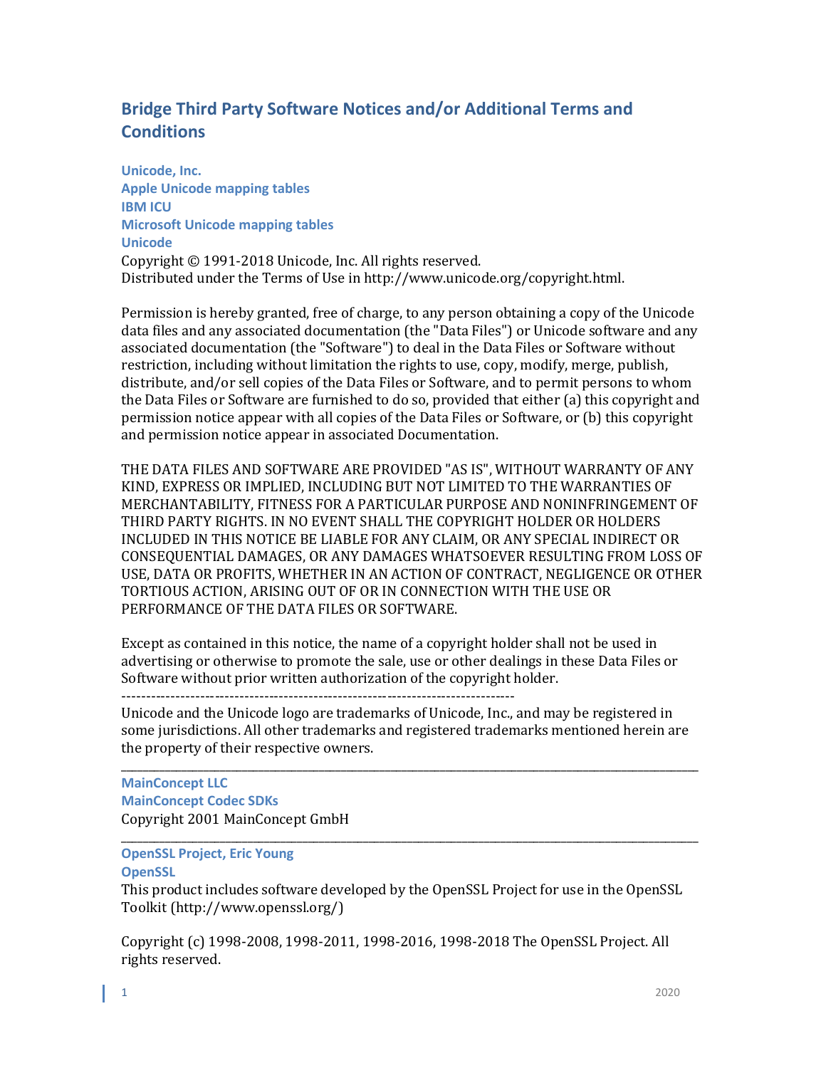# Bridge Third Party Software Notices and/or Additional Terms and Conditions

**Unicode, Inc.**
**Apple Unicode mapping tables**
**IBM ICU**
**Microsoft Unicode mapping tables**
**Unicode**

Copyright © 1991-2018 Unicode, Inc. All rights reserved.
Distributed under the Terms of Use in http://www.unicode.org/copyright.html.

Permission is hereby granted, free of charge, to any person obtaining a copy of the Unicode data files and any associated documentation (the "Data Files") or Unicode software and any associated documentation (the "Software") to deal in the Data Files or Software without restriction, including without limitation the rights to use, copy, modify, merge, publish, distribute, and/or sell copies of the Data Files or Software, and to permit persons to whom the Data Files or Software are furnished to do so, provided that either (a) this copyright and permission notice appear with all copies of the Data Files or Software, or (b) this copyright and permission notice appear in associated Documentation.

THE DATA FILES AND SOFTWARE ARE PROVIDED "AS IS", WITHOUT WARRANTY OF ANY KIND, EXPRESS OR IMPLIED, INCLUDING BUT NOT LIMITED TO THE WARRANTIES OF MERCHANTABILITY, FITNESS FOR A PARTICULAR PURPOSE AND NONINFRINGEMENT OF THIRD PARTY RIGHTS. IN NO EVENT SHALL THE COPYRIGHT HOLDER OR HOLDERS INCLUDED IN THIS NOTICE BE LIABLE FOR ANY CLAIM, OR ANY SPECIAL INDIRECT OR CONSEQUENTIAL DAMAGES, OR ANY DAMAGES WHATSOEVER RESULTING FROM LOSS OF USE, DATA OR PROFITS, WHETHER IN AN ACTION OF CONTRACT, NEGLIGENCE OR OTHER TORTIOUS ACTION, ARISING OUT OF OR IN CONNECTION WITH THE USE OR PERFORMANCE OF THE DATA FILES OR SOFTWARE.

Except as contained in this notice, the name of a copyright holder shall not be used in advertising or otherwise to promote the sale, use or other dealings in these Data Files or Software without prior written authorization of the copyright holder.

--------------------------------------------------------------------------------

Unicode and the Unicode logo are trademarks of Unicode, Inc., and may be registered in some jurisdictions. All other trademarks and registered trademarks mentioned herein are the property of their respective owners.

---

**MainConcept LLC**
**MainConcept Codec SDKs**

Copyright 2001 MainConcept GmbH

---

**OpenSSL Project, Eric Young**
**OpenSSL**

This product includes software developed by the OpenSSL Project for use in the OpenSSL Toolkit (http://www.openssl.org/)

Copyright (c) 1998-2008, 1998-2011, 1998-2016, 1998-2018 The OpenSSL Project. All rights reserved.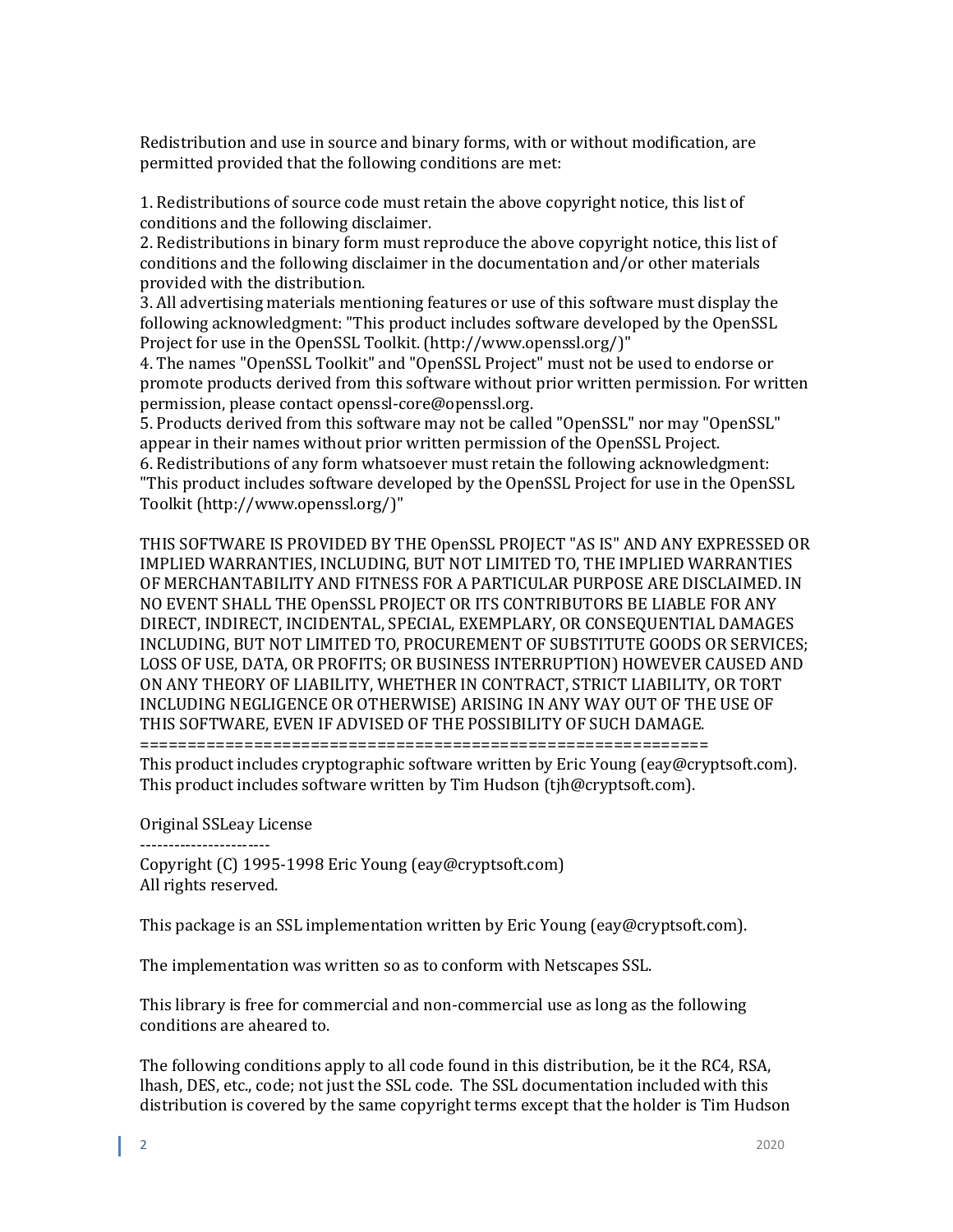Redistribution and use in source and binary forms, with or without modification, are permitted provided that the following conditions are met:

1. Redistributions of source code must retain the above copyright notice, this list of conditions and the following disclaimer.
2. Redistributions in binary form must reproduce the above copyright notice, this list of conditions and the following disclaimer in the documentation and/or other materials provided with the distribution.
3. All advertising materials mentioning features or use of this software must display the following acknowledgment: "This product includes software developed by the OpenSSL Project for use in the OpenSSL Toolkit. (http://www.openssl.org/)"
4. The names "OpenSSL Toolkit" and "OpenSSL Project" must not be used to endorse or promote products derived from this software without prior written permission. For written permission, please contact openssl-core@openssl.org.
5. Products derived from this software may not be called "OpenSSL" nor may "OpenSSL" appear in their names without prior written permission of the OpenSSL Project.
6. Redistributions of any form whatsoever must retain the following acknowledgment: "This product includes software developed by the OpenSSL Project for use in the OpenSSL Toolkit (http://www.openssl.org/)"

THIS SOFTWARE IS PROVIDED BY THE OpenSSL PROJECT "AS IS" AND ANY EXPRESSED OR IMPLIED WARRANTIES, INCLUDING, BUT NOT LIMITED TO, THE IMPLIED WARRANTIES OF MERCHANTABILITY AND FITNESS FOR A PARTICULAR PURPOSE ARE DISCLAIMED. IN NO EVENT SHALL THE OpenSSL PROJECT OR ITS CONTRIBUTORS BE LIABLE FOR ANY DIRECT, INDIRECT, INCIDENTAL, SPECIAL, EXEMPLARY, OR CONSEQUENTIAL DAMAGES INCLUDING, BUT NOT LIMITED TO, PROCUREMENT OF SUBSTITUTE GOODS OR SERVICES; LOSS OF USE, DATA, OR PROFITS; OR BUSINESS INTERRUPTION) HOWEVER CAUSED AND ON ANY THEORY OF LIABILITY, WHETHER IN CONTRACT, STRICT LIABILITY, OR TORT INCLUDING NEGLIGENCE OR OTHERWISE) ARISING IN ANY WAY OUT OF THE USE OF THIS SOFTWARE, EVEN IF ADVISED OF THE POSSIBILITY OF SUCH DAMAGE.
==============================================================
This product includes cryptographic software written by Eric Young (eay@cryptsoft.com). This product includes software written by Tim Hudson (tjh@cryptsoft.com).

Original SSLeay License
----------------------
Copyright (C) 1995-1998 Eric Young (eay@cryptsoft.com)
All rights reserved.

This package is an SSL implementation written by Eric Young (eay@cryptsoft.com).

The implementation was written so as to conform with Netscapes SSL.

This library is free for commercial and non-commercial use as long as the following conditions are aheared to.

The following conditions apply to all code found in this distribution, be it the RC4, RSA, lhash, DES, etc., code; not just the SSL code. The SSL documentation included with this distribution is covered by the same copyright terms except that the holder is Tim Hudson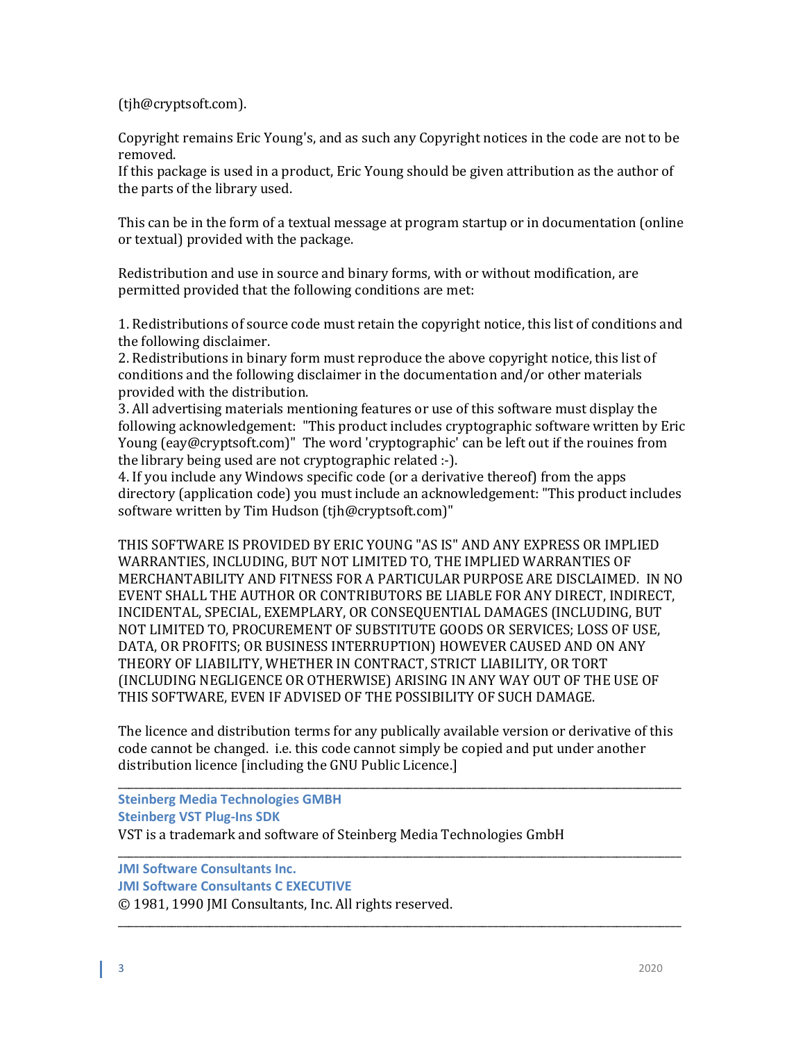(tjh@cryptsoft.com).

Copyright remains Eric Young's, and as such any Copyright notices in the code are not to be removed.
If this package is used in a product, Eric Young should be given attribution as the author of the parts of the library used.

This can be in the form of a textual message at program startup or in documentation (online or textual) provided with the package.

Redistribution and use in source and binary forms, with or without modification, are permitted provided that the following conditions are met:

1. Redistributions of source code must retain the copyright notice, this list of conditions and the following disclaimer.
2. Redistributions in binary form must reproduce the above copyright notice, this list of conditions and the following disclaimer in the documentation and/or other materials provided with the distribution.
3. All advertising materials mentioning features or use of this software must display the following acknowledgement: "This product includes cryptographic software written by Eric Young (eay@cryptsoft.com)" The word 'cryptographic' can be left out if the rouines from the library being used are not cryptographic related :-).
4. If you include any Windows specific code (or a derivative thereof) from the apps directory (application code) you must include an acknowledgement: "This product includes software written by Tim Hudson (tjh@cryptsoft.com)"

THIS SOFTWARE IS PROVIDED BY ERIC YOUNG "AS IS" AND ANY EXPRESS OR IMPLIED WARRANTIES, INCLUDING, BUT NOT LIMITED TO, THE IMPLIED WARRANTIES OF MERCHANTABILITY AND FITNESS FOR A PARTICULAR PURPOSE ARE DISCLAIMED. IN NO EVENT SHALL THE AUTHOR OR CONTRIBUTORS BE LIABLE FOR ANY DIRECT, INDIRECT, INCIDENTAL, SPECIAL, EXEMPLARY, OR CONSEQUENTIAL DAMAGES (INCLUDING, BUT NOT LIMITED TO, PROCUREMENT OF SUBSTITUTE GOODS OR SERVICES; LOSS OF USE, DATA, OR PROFITS; OR BUSINESS INTERRUPTION) HOWEVER CAUSED AND ON ANY THEORY OF LIABILITY, WHETHER IN CONTRACT, STRICT LIABILITY, OR TORT (INCLUDING NEGLIGENCE OR OTHERWISE) ARISING IN ANY WAY OUT OF THE USE OF THIS SOFTWARE, EVEN IF ADVISED OF THE POSSIBILITY OF SUCH DAMAGE.

The licence and distribution terms for any publically available version or derivative of this code cannot be changed. i.e. this code cannot simply be copied and put under another distribution licence [including the GNU Public Licence.]

---

**Steinberg Media Technologies GMBH**
**Steinberg VST Plug-Ins SDK**
VST is a trademark and software of Steinberg Media Technologies GmbH

---

**JMI Software Consultants Inc.**
**JMI Software Consultants C EXECUTIVE**
© 1981, 1990 JMI Consultants, Inc. All rights reserved.

---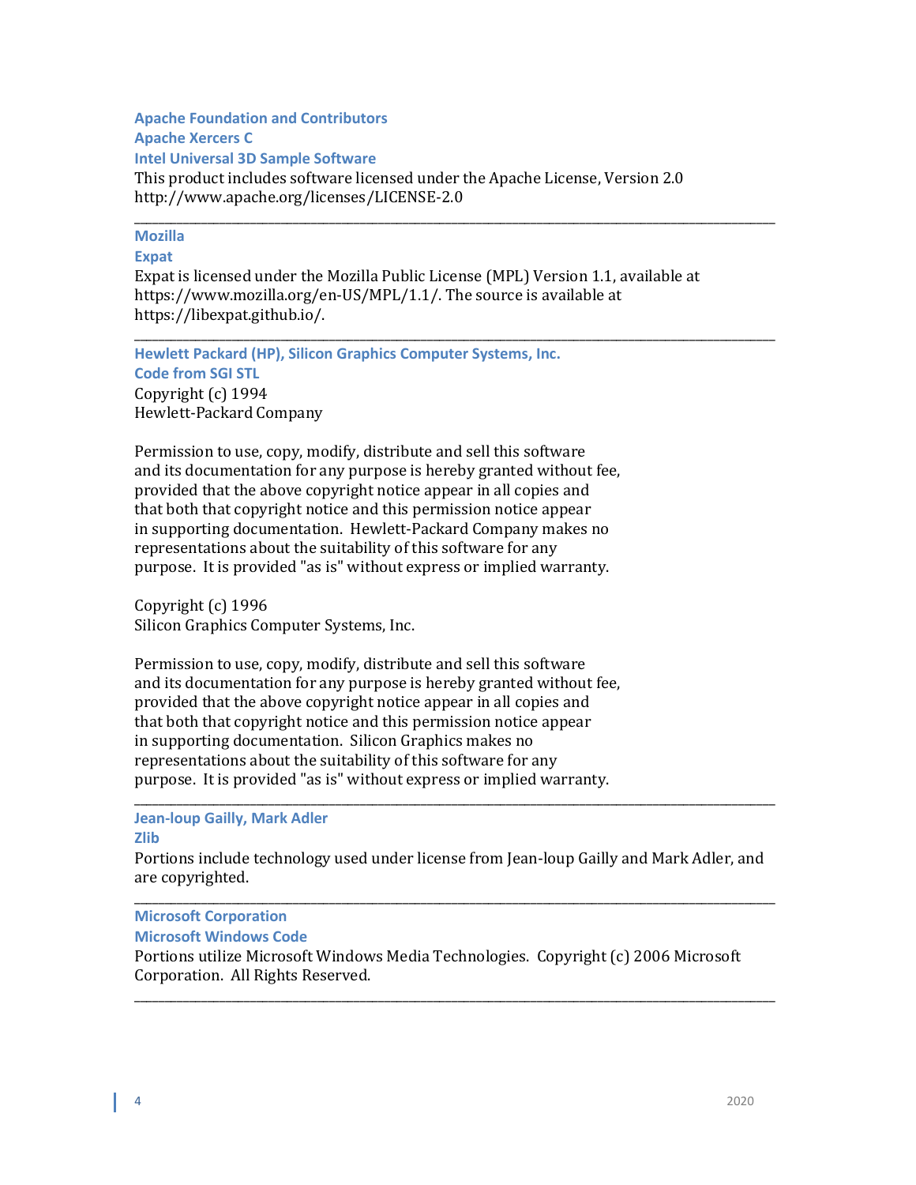### Apache Foundation and Contributors

### Apache Xercers C

### Intel Universal 3D Sample Software

This product includes software licensed under the Apache License, Version 2.0
http://www.apache.org/licenses/LICENSE-2.0

---

### Mozilla

### Expat

Expat is licensed under the Mozilla Public License (MPL) Version 1.1, available at https://www.mozilla.org/en-US/MPL/1.1/. The source is available at https://libexpat.github.io/.

---

### Hewlett Packard (HP), Silicon Graphics Computer Systems, Inc.

### Code from SGI STL

Copyright (c) 1994
Hewlett-Packard Company

Permission to use, copy, modify, distribute and sell this software and its documentation for any purpose is hereby granted without fee, provided that the above copyright notice appear in all copies and that both that copyright notice and this permission notice appear in supporting documentation. Hewlett-Packard Company makes no representations about the suitability of this software for any purpose. It is provided "as is" without express or implied warranty.

Copyright (c) 1996
Silicon Graphics Computer Systems, Inc.

Permission to use, copy, modify, distribute and sell this software and its documentation for any purpose is hereby granted without fee, provided that the above copyright notice appear in all copies and that both that copyright notice and this permission notice appear in supporting documentation. Silicon Graphics makes no representations about the suitability of this software for any purpose. It is provided "as is" without express or implied warranty.

---

### Jean-loup Gailly, Mark Adler

### Zlib

Portions include technology used under license from Jean-loup Gailly and Mark Adler, and are copyrighted.

---

### Microsoft Corporation

### Microsoft Windows Code

Portions utilize Microsoft Windows Media Technologies. Copyright (c) 2006 Microsoft Corporation. All Rights Reserved.

---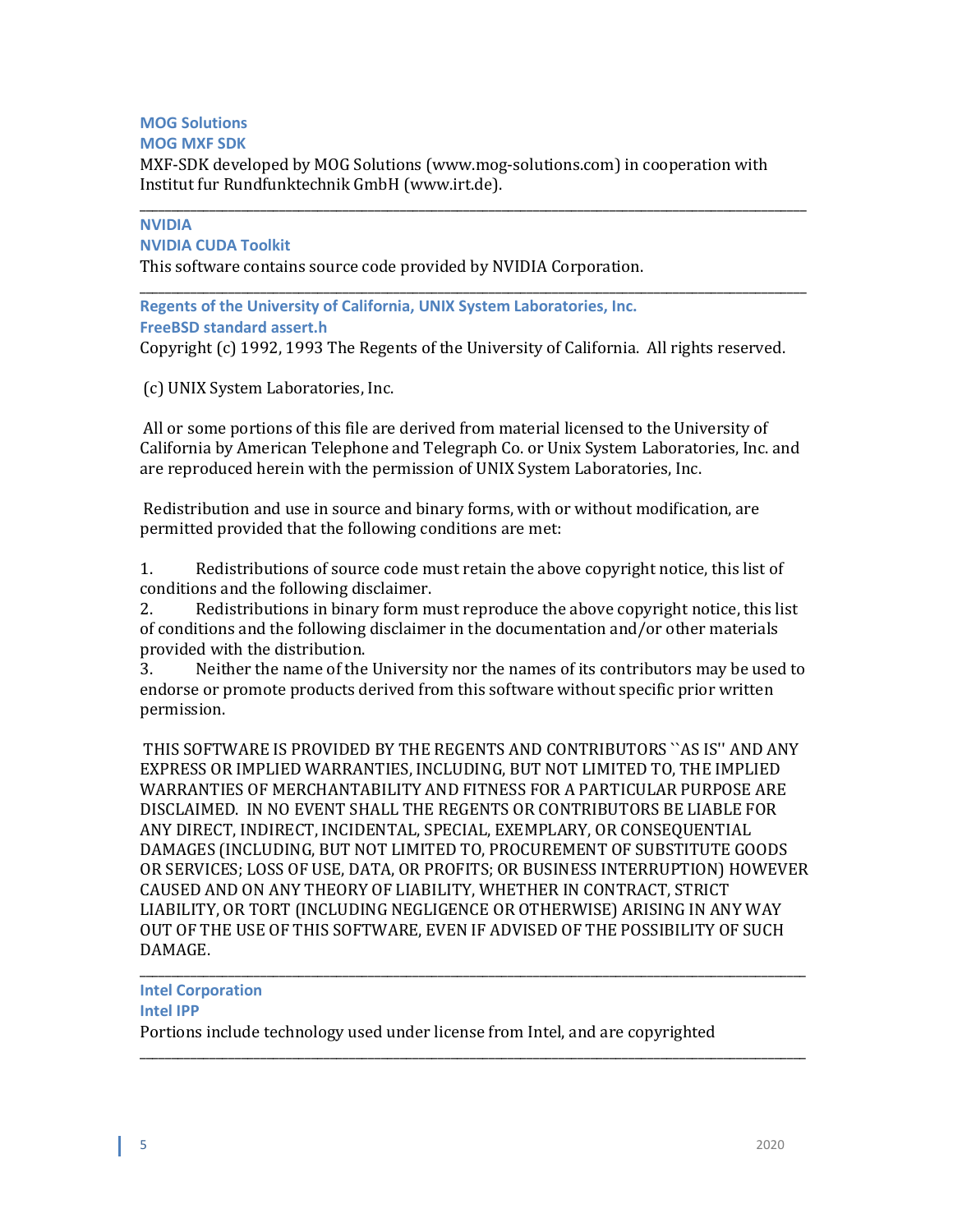**MOG Solutions**
**MOG MXF SDK**
MXF-SDK developed by MOG Solutions (www.mog-solutions.com) in cooperation with Institut fur Rundfunktechnik GmbH (www.irt.de).

---

**NVIDIA**
**NVIDIA CUDA Toolkit**
This software contains source code provided by NVIDIA Corporation.

---

**Regents of the University of California, UNIX System Laboratories, Inc.**
**FreeBSD standard assert.h**
Copyright (c) 1992, 1993 The Regents of the University of California. All rights reserved.

(c) UNIX System Laboratories, Inc.

All or some portions of this file are derived from material licensed to the University of California by American Telephone and Telegraph Co. or Unix System Laboratories, Inc. and are reproduced herein with the permission of UNIX System Laboratories, Inc.

Redistribution and use in source and binary forms, with or without modification, are permitted provided that the following conditions are met:

1. Redistributions of source code must retain the above copyright notice, this list of conditions and the following disclaimer.
2. Redistributions in binary form must reproduce the above copyright notice, this list of conditions and the following disclaimer in the documentation and/or other materials provided with the distribution.
3. Neither the name of the University nor the names of its contributors may be used to endorse or promote products derived from this software without specific prior written permission.

THIS SOFTWARE IS PROVIDED BY THE REGENTS AND CONTRIBUTORS ``AS IS'' AND ANY EXPRESS OR IMPLIED WARRANTIES, INCLUDING, BUT NOT LIMITED TO, THE IMPLIED WARRANTIES OF MERCHANTABILITY AND FITNESS FOR A PARTICULAR PURPOSE ARE DISCLAIMED. IN NO EVENT SHALL THE REGENTS OR CONTRIBUTORS BE LIABLE FOR ANY DIRECT, INDIRECT, INCIDENTAL, SPECIAL, EXEMPLARY, OR CONSEQUENTIAL DAMAGES (INCLUDING, BUT NOT LIMITED TO, PROCUREMENT OF SUBSTITUTE GOODS OR SERVICES; LOSS OF USE, DATA, OR PROFITS; OR BUSINESS INTERRUPTION) HOWEVER CAUSED AND ON ANY THEORY OF LIABILITY, WHETHER IN CONTRACT, STRICT LIABILITY, OR TORT (INCLUDING NEGLIGENCE OR OTHERWISE) ARISING IN ANY WAY OUT OF THE USE OF THIS SOFTWARE, EVEN IF ADVISED OF THE POSSIBILITY OF SUCH DAMAGE.

---

**Intel Corporation**
**Intel IPP**
Portions include technology used under license from Intel, and are copyrighted

---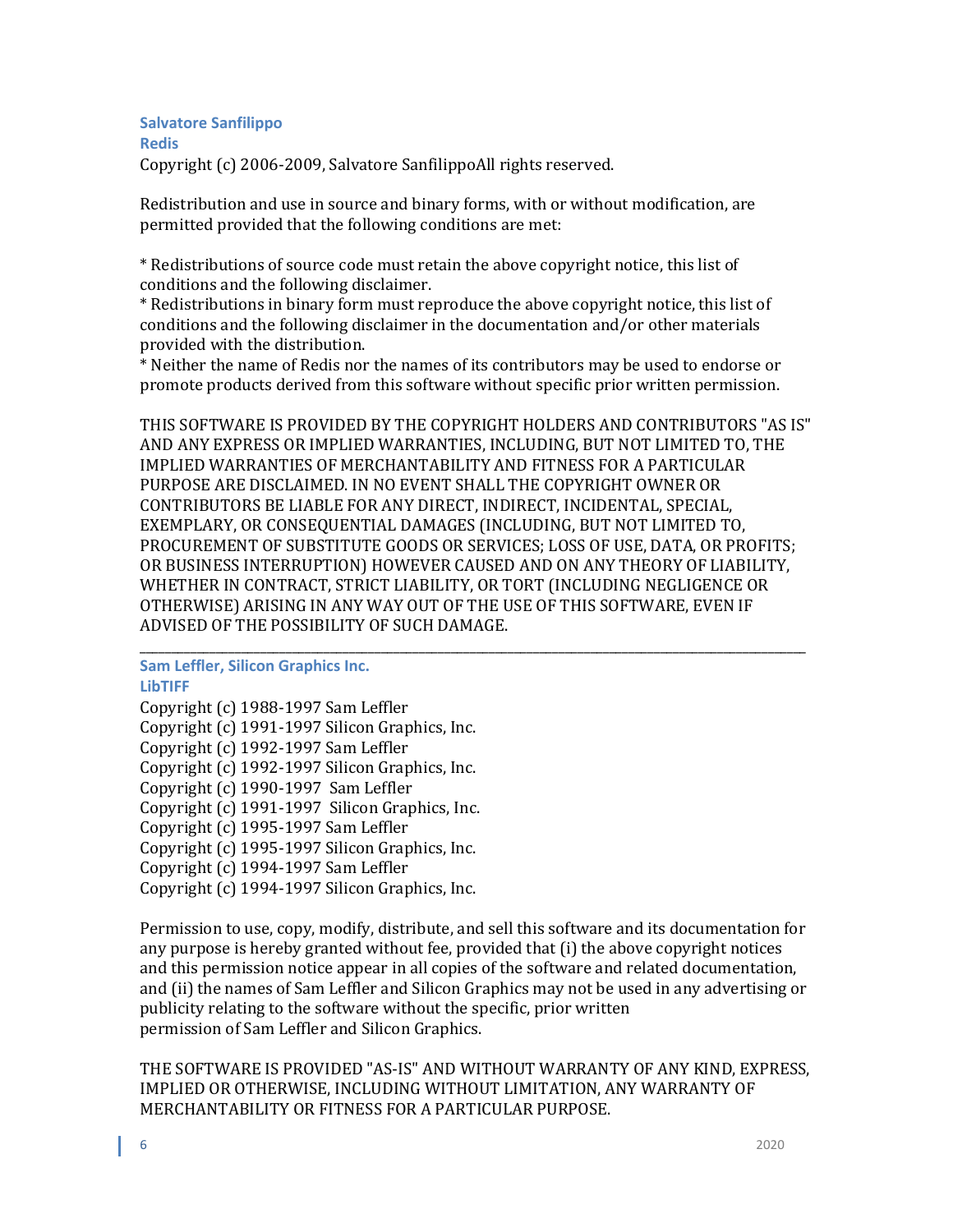### Salvatore Sanfilippo
### Redis

Copyright (c) 2006-2009, Salvatore SanfilippoAll rights reserved.

Redistribution and use in source and binary forms, with or without modification, are permitted provided that the following conditions are met:

* Redistributions of source code must retain the above copyright notice, this list of conditions and the following disclaimer.
* Redistributions in binary form must reproduce the above copyright notice, this list of conditions and the following disclaimer in the documentation and/or other materials provided with the distribution.
* Neither the name of Redis nor the names of its contributors may be used to endorse or promote products derived from this software without specific prior written permission.

THIS SOFTWARE IS PROVIDED BY THE COPYRIGHT HOLDERS AND CONTRIBUTORS "AS IS" AND ANY EXPRESS OR IMPLIED WARRANTIES, INCLUDING, BUT NOT LIMITED TO, THE IMPLIED WARRANTIES OF MERCHANTABILITY AND FITNESS FOR A PARTICULAR PURPOSE ARE DISCLAIMED. IN NO EVENT SHALL THE COPYRIGHT OWNER OR CONTRIBUTORS BE LIABLE FOR ANY DIRECT, INDIRECT, INCIDENTAL, SPECIAL, EXEMPLARY, OR CONSEQUENTIAL DAMAGES (INCLUDING, BUT NOT LIMITED TO, PROCUREMENT OF SUBSTITUTE GOODS OR SERVICES; LOSS OF USE, DATA, OR PROFITS; OR BUSINESS INTERRUPTION) HOWEVER CAUSED AND ON ANY THEORY OF LIABILITY, WHETHER IN CONTRACT, STRICT LIABILITY, OR TORT (INCLUDING NEGLIGENCE OR OTHERWISE) ARISING IN ANY WAY OUT OF THE USE OF THIS SOFTWARE, EVEN IF ADVISED OF THE POSSIBILITY OF SUCH DAMAGE.

---

### Sam Leffler, Silicon Graphics Inc.
### LibTIFF

Copyright (c) 1988-1997 Sam Leffler
Copyright (c) 1991-1997 Silicon Graphics, Inc.
Copyright (c) 1992-1997 Sam Leffler
Copyright (c) 1992-1997 Silicon Graphics, Inc.
Copyright (c) 1990-1997 Sam Leffler
Copyright (c) 1991-1997 Silicon Graphics, Inc.
Copyright (c) 1995-1997 Sam Leffler
Copyright (c) 1995-1997 Silicon Graphics, Inc.
Copyright (c) 1994-1997 Sam Leffler
Copyright (c) 1994-1997 Silicon Graphics, Inc.

Permission to use, copy, modify, distribute, and sell this software and its documentation for any purpose is hereby granted without fee, provided that (i) the above copyright notices and this permission notice appear in all copies of the software and related documentation, and (ii) the names of Sam Leffler and Silicon Graphics may not be used in any advertising or publicity relating to the software without the specific, prior written permission of Sam Leffler and Silicon Graphics.

THE SOFTWARE IS PROVIDED "AS-IS" AND WITHOUT WARRANTY OF ANY KIND, EXPRESS, IMPLIED OR OTHERWISE, INCLUDING WITHOUT LIMITATION, ANY WARRANTY OF MERCHANTABILITY OR FITNESS FOR A PARTICULAR PURPOSE.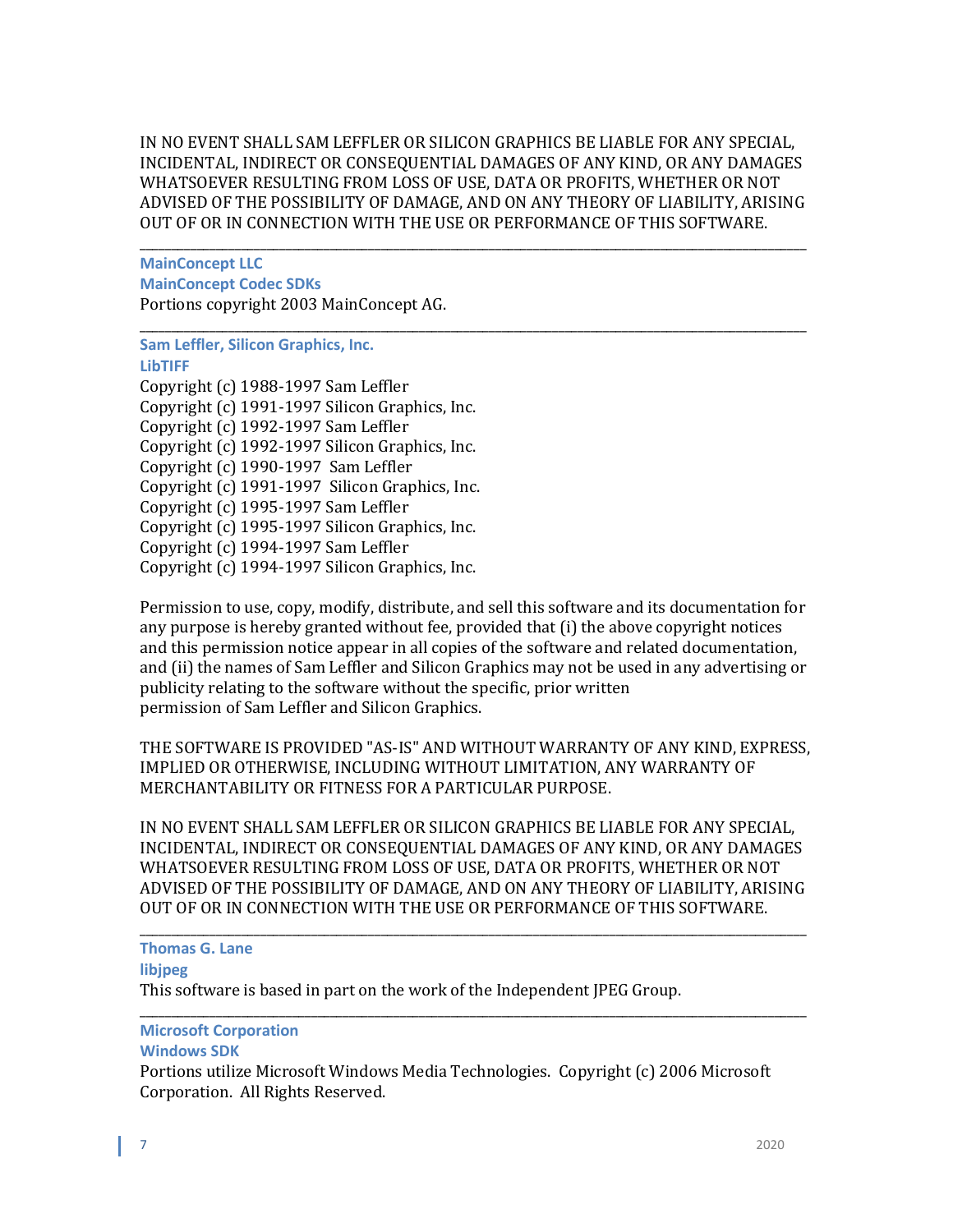IN NO EVENT SHALL SAM LEFFLER OR SILICON GRAPHICS BE LIABLE FOR ANY SPECIAL, INCIDENTAL, INDIRECT OR CONSEQUENTIAL DAMAGES OF ANY KIND, OR ANY DAMAGES WHATSOEVER RESULTING FROM LOSS OF USE, DATA OR PROFITS, WHETHER OR NOT ADVISED OF THE POSSIBILITY OF DAMAGE, AND ON ANY THEORY OF LIABILITY, ARISING OUT OF OR IN CONNECTION WITH THE USE OR PERFORMANCE OF THIS SOFTWARE.

---

**MainConcept LLC**
**MainConcept Codec SDKs**
Portions copyright 2003 MainConcept AG.

---

**Sam Leffler, Silicon Graphics, Inc.**
**LibTIFF**
Copyright (c) 1988-1997 Sam Leffler
Copyright (c) 1991-1997 Silicon Graphics, Inc.
Copyright (c) 1992-1997 Sam Leffler
Copyright (c) 1992-1997 Silicon Graphics, Inc.
Copyright (c) 1990-1997 Sam Leffler
Copyright (c) 1991-1997 Silicon Graphics, Inc.
Copyright (c) 1995-1997 Sam Leffler
Copyright (c) 1995-1997 Silicon Graphics, Inc.
Copyright (c) 1994-1997 Sam Leffler
Copyright (c) 1994-1997 Silicon Graphics, Inc.

Permission to use, copy, modify, distribute, and sell this software and its documentation for any purpose is hereby granted without fee, provided that (i) the above copyright notices and this permission notice appear in all copies of the software and related documentation, and (ii) the names of Sam Leffler and Silicon Graphics may not be used in any advertising or publicity relating to the software without the specific, prior written permission of Sam Leffler and Silicon Graphics.

THE SOFTWARE IS PROVIDED "AS-IS" AND WITHOUT WARRANTY OF ANY KIND, EXPRESS, IMPLIED OR OTHERWISE, INCLUDING WITHOUT LIMITATION, ANY WARRANTY OF MERCHANTABILITY OR FITNESS FOR A PARTICULAR PURPOSE.

IN NO EVENT SHALL SAM LEFFLER OR SILICON GRAPHICS BE LIABLE FOR ANY SPECIAL, INCIDENTAL, INDIRECT OR CONSEQUENTIAL DAMAGES OF ANY KIND, OR ANY DAMAGES WHATSOEVER RESULTING FROM LOSS OF USE, DATA OR PROFITS, WHETHER OR NOT ADVISED OF THE POSSIBILITY OF DAMAGE, AND ON ANY THEORY OF LIABILITY, ARISING OUT OF OR IN CONNECTION WITH THE USE OR PERFORMANCE OF THIS SOFTWARE.

---

**Thomas G. Lane**
**libjpeg**
This software is based in part on the work of the Independent JPEG Group.

---

**Microsoft Corporation**
**Windows SDK**
Portions utilize Microsoft Windows Media Technologies. Copyright (c) 2006 Microsoft Corporation. All Rights Reserved.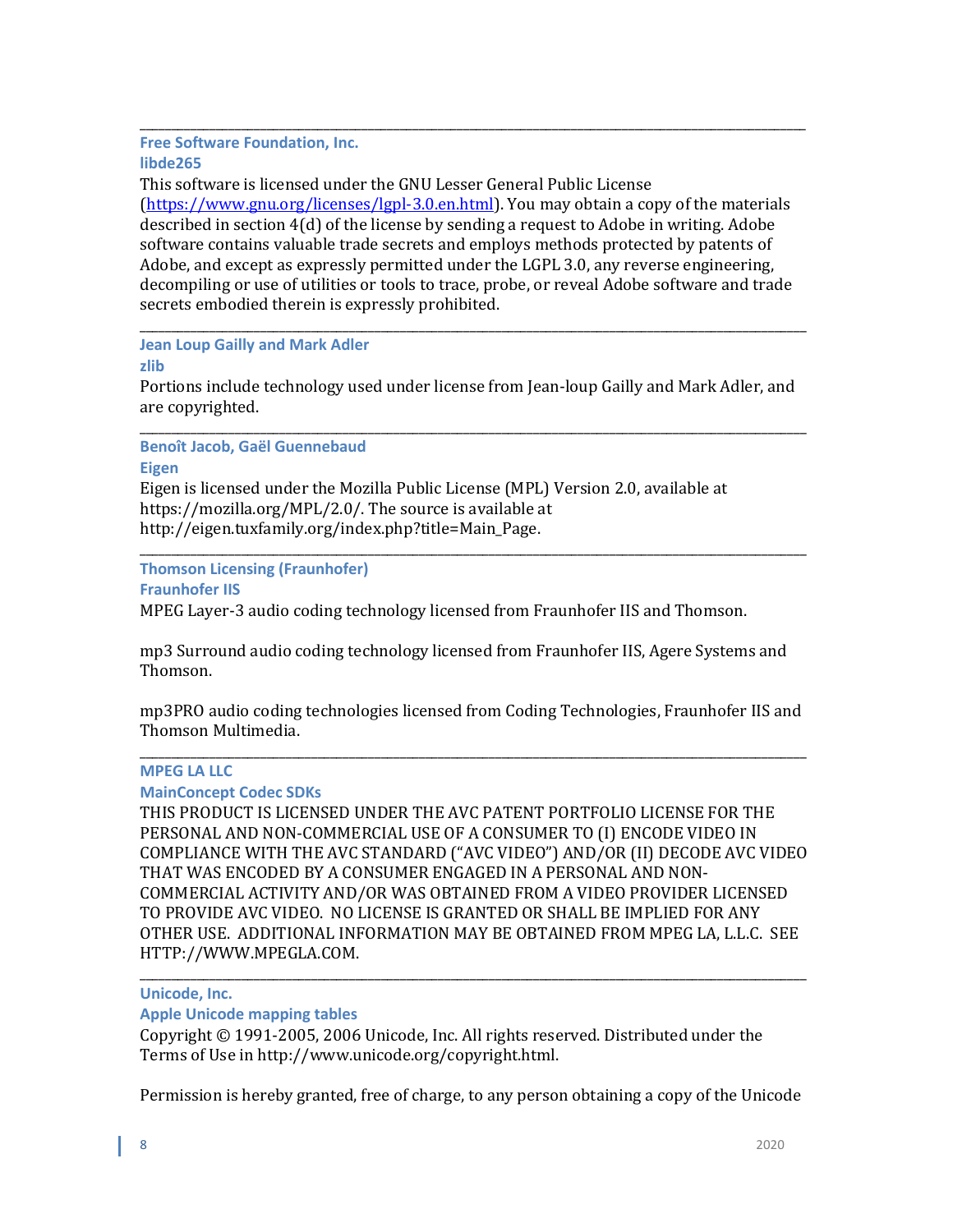---

**Free Software Foundation, Inc.**
**libde265**

This software is licensed under the GNU Lesser General Public License (https://www.gnu.org/licenses/lgpl-3.0.en.html). You may obtain a copy of the materials described in section 4(d) of the license by sending a request to Adobe in writing. Adobe software contains valuable trade secrets and employs methods protected by patents of Adobe, and except as expressly permitted under the LGPL 3.0, any reverse engineering, decompiling or use of utilities or tools to trace, probe, or reveal Adobe software and trade secrets embodied therein is expressly prohibited.

---

**Jean Loup Gailly and Mark Adler**
**zlib**

Portions include technology used under license from Jean-loup Gailly and Mark Adler, and are copyrighted.

---

**Benoît Jacob, Gaël Guennebaud**
**Eigen**

Eigen is licensed under the Mozilla Public License (MPL) Version 2.0, available at https://mozilla.org/MPL/2.0/. The source is available at http://eigen.tuxfamily.org/index.php?title=Main_Page.

---

**Thomson Licensing (Fraunhofer)**
**Fraunhofer IIS**

MPEG Layer-3 audio coding technology licensed from Fraunhofer IIS and Thomson.

mp3 Surround audio coding technology licensed from Fraunhofer IIS, Agere Systems and Thomson.

mp3PRO audio coding technologies licensed from Coding Technologies, Fraunhofer IIS and Thomson Multimedia.

---

**MPEG LA LLC**
**MainConcept Codec SDKs**

THIS PRODUCT IS LICENSED UNDER THE AVC PATENT PORTFOLIO LICENSE FOR THE PERSONAL AND NON-COMMERCIAL USE OF A CONSUMER TO (I) ENCODE VIDEO IN COMPLIANCE WITH THE AVC STANDARD ("AVC VIDEO") AND/OR (II) DECODE AVC VIDEO THAT WAS ENCODED BY A CONSUMER ENGAGED IN A PERSONAL AND NON-COMMERCIAL ACTIVITY AND/OR WAS OBTAINED FROM A VIDEO PROVIDER LICENSED TO PROVIDE AVC VIDEO. NO LICENSE IS GRANTED OR SHALL BE IMPLIED FOR ANY OTHER USE. ADDITIONAL INFORMATION MAY BE OBTAINED FROM MPEG LA, L.L.C. SEE HTTP://WWW.MPEGLA.COM.

---

**Unicode, Inc.**
**Apple Unicode mapping tables**

Copyright © 1991-2005, 2006 Unicode, Inc. All rights reserved. Distributed under the Terms of Use in http://www.unicode.org/copyright.html.

Permission is hereby granted, free of charge, to any person obtaining a copy of the Unicode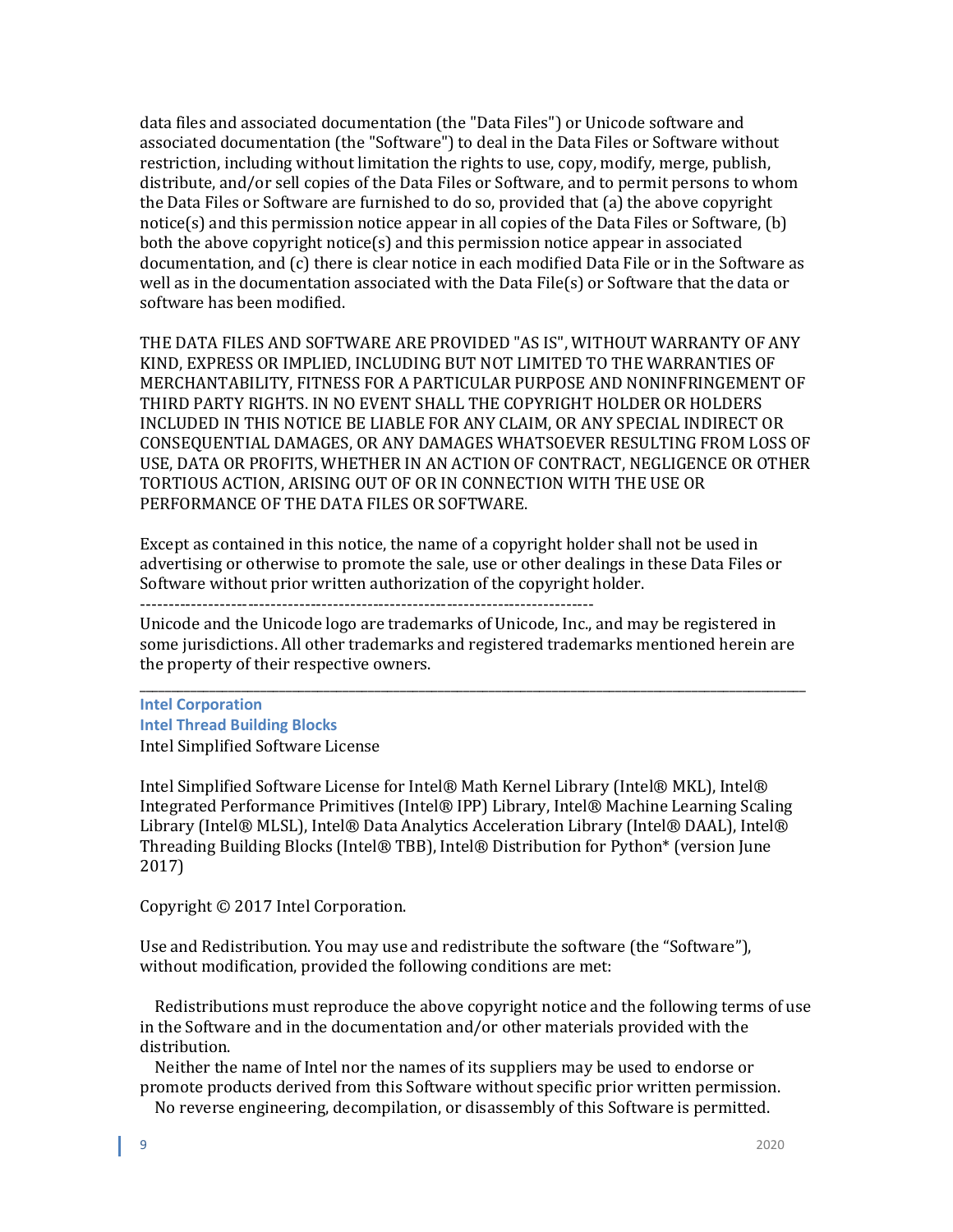data files and associated documentation (the "Data Files") or Unicode software and associated documentation (the "Software") to deal in the Data Files or Software without restriction, including without limitation the rights to use, copy, modify, merge, publish, distribute, and/or sell copies of the Data Files or Software, and to permit persons to whom the Data Files or Software are furnished to do so, provided that (a) the above copyright notice(s) and this permission notice appear in all copies of the Data Files or Software, (b) both the above copyright notice(s) and this permission notice appear in associated documentation, and (c) there is clear notice in each modified Data File or in the Software as well as in the documentation associated with the Data File(s) or Software that the data or software has been modified.

THE DATA FILES AND SOFTWARE ARE PROVIDED "AS IS", WITHOUT WARRANTY OF ANY KIND, EXPRESS OR IMPLIED, INCLUDING BUT NOT LIMITED TO THE WARRANTIES OF MERCHANTABILITY, FITNESS FOR A PARTICULAR PURPOSE AND NONINFRINGEMENT OF THIRD PARTY RIGHTS. IN NO EVENT SHALL THE COPYRIGHT HOLDER OR HOLDERS INCLUDED IN THIS NOTICE BE LIABLE FOR ANY CLAIM, OR ANY SPECIAL INDIRECT OR CONSEQUENTIAL DAMAGES, OR ANY DAMAGES WHATSOEVER RESULTING FROM LOSS OF USE, DATA OR PROFITS, WHETHER IN AN ACTION OF CONTRACT, NEGLIGENCE OR OTHER TORTIOUS ACTION, ARISING OUT OF OR IN CONNECTION WITH THE USE OR PERFORMANCE OF THE DATA FILES OR SOFTWARE.

Except as contained in this notice, the name of a copyright holder shall not be used in advertising or otherwise to promote the sale, use or other dealings in these Data Files or Software without prior written authorization of the copyright holder.

--------------------------------------------------------------------------------

Unicode and the Unicode logo are trademarks of Unicode, Inc., and may be registered in some jurisdictions. All other trademarks and registered trademarks mentioned herein are the property of their respective owners.

---

### Intel Corporation

### Intel Thread Building Blocks

Intel Simplified Software License

Intel Simplified Software License for Intel® Math Kernel Library (Intel® MKL), Intel® Integrated Performance Primitives (Intel® IPP) Library, Intel® Machine Learning Scaling Library (Intel® MLSL), Intel® Data Analytics Acceleration Library (Intel® DAAL), Intel® Threading Building Blocks (Intel® TBB), Intel® Distribution for Python* (version June 2017)

Copyright © 2017 Intel Corporation.

Use and Redistribution. You may use and redistribute the software (the "Software"), without modification, provided the following conditions are met:

Redistributions must reproduce the above copyright notice and the following terms of use in the Software and in the documentation and/or other materials provided with the distribution.

Neither the name of Intel nor the names of its suppliers may be used to endorse or promote products derived from this Software without specific prior written permission.

No reverse engineering, decompilation, or disassembly of this Software is permitted.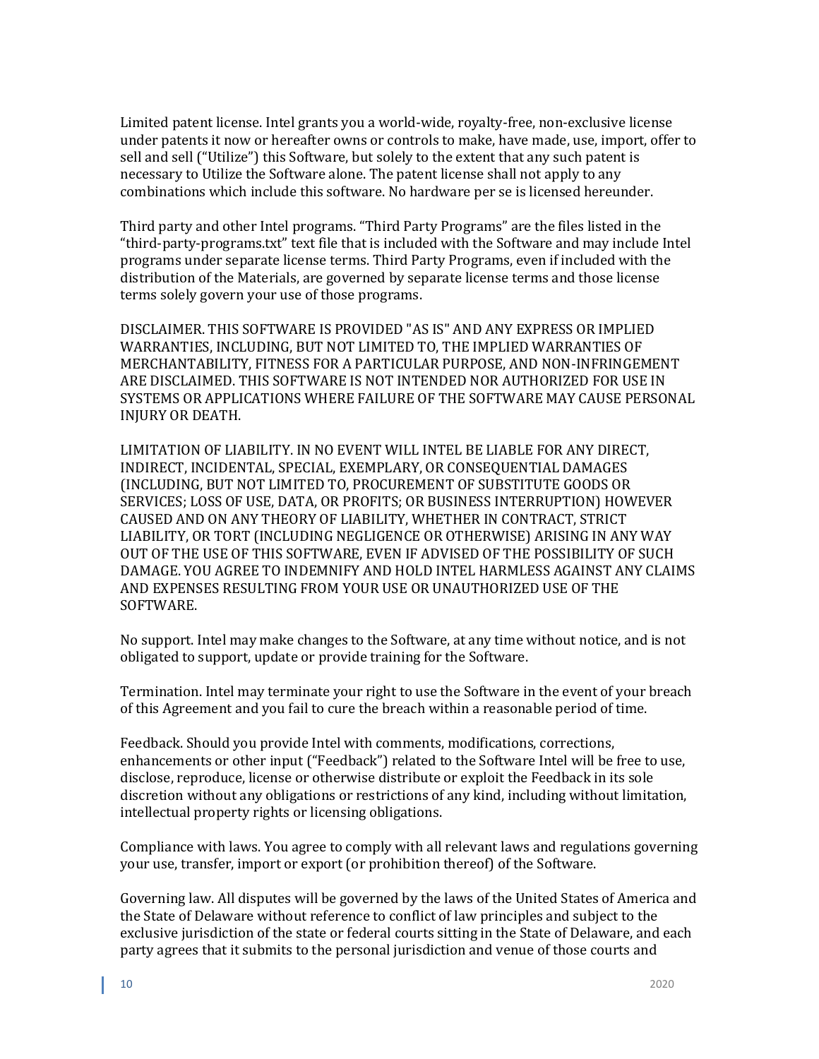Limited patent license. Intel grants you a world-wide, royalty-free, non-exclusive license under patents it now or hereafter owns or controls to make, have made, use, import, offer to sell and sell ("Utilize") this Software, but solely to the extent that any such patent is necessary to Utilize the Software alone. The patent license shall not apply to any combinations which include this software. No hardware per se is licensed hereunder.

Third party and other Intel programs. "Third Party Programs" are the files listed in the "third-party-programs.txt" text file that is included with the Software and may include Intel programs under separate license terms. Third Party Programs, even if included with the distribution of the Materials, are governed by separate license terms and those license terms solely govern your use of those programs.

DISCLAIMER. THIS SOFTWARE IS PROVIDED "AS IS" AND ANY EXPRESS OR IMPLIED WARRANTIES, INCLUDING, BUT NOT LIMITED TO, THE IMPLIED WARRANTIES OF MERCHANTABILITY, FITNESS FOR A PARTICULAR PURPOSE, AND NON-INFRINGEMENT ARE DISCLAIMED. THIS SOFTWARE IS NOT INTENDED NOR AUTHORIZED FOR USE IN SYSTEMS OR APPLICATIONS WHERE FAILURE OF THE SOFTWARE MAY CAUSE PERSONAL INJURY OR DEATH.

LIMITATION OF LIABILITY. IN NO EVENT WILL INTEL BE LIABLE FOR ANY DIRECT, INDIRECT, INCIDENTAL, SPECIAL, EXEMPLARY, OR CONSEQUENTIAL DAMAGES (INCLUDING, BUT NOT LIMITED TO, PROCUREMENT OF SUBSTITUTE GOODS OR SERVICES; LOSS OF USE, DATA, OR PROFITS; OR BUSINESS INTERRUPTION) HOWEVER CAUSED AND ON ANY THEORY OF LIABILITY, WHETHER IN CONTRACT, STRICT LIABILITY, OR TORT (INCLUDING NEGLIGENCE OR OTHERWISE) ARISING IN ANY WAY OUT OF THE USE OF THIS SOFTWARE, EVEN IF ADVISED OF THE POSSIBILITY OF SUCH DAMAGE. YOU AGREE TO INDEMNIFY AND HOLD INTEL HARMLESS AGAINST ANY CLAIMS AND EXPENSES RESULTING FROM YOUR USE OR UNAUTHORIZED USE OF THE SOFTWARE.

No support. Intel may make changes to the Software, at any time without notice, and is not obligated to support, update or provide training for the Software.

Termination. Intel may terminate your right to use the Software in the event of your breach of this Agreement and you fail to cure the breach within a reasonable period of time.

Feedback. Should you provide Intel with comments, modifications, corrections, enhancements or other input ("Feedback") related to the Software Intel will be free to use, disclose, reproduce, license or otherwise distribute or exploit the Feedback in its sole discretion without any obligations or restrictions of any kind, including without limitation, intellectual property rights or licensing obligations.

Compliance with laws. You agree to comply with all relevant laws and regulations governing your use, transfer, import or export (or prohibition thereof) of the Software.

Governing law. All disputes will be governed by the laws of the United States of America and the State of Delaware without reference to conflict of law principles and subject to the exclusive jurisdiction of the state or federal courts sitting in the State of Delaware, and each party agrees that it submits to the personal jurisdiction and venue of those courts and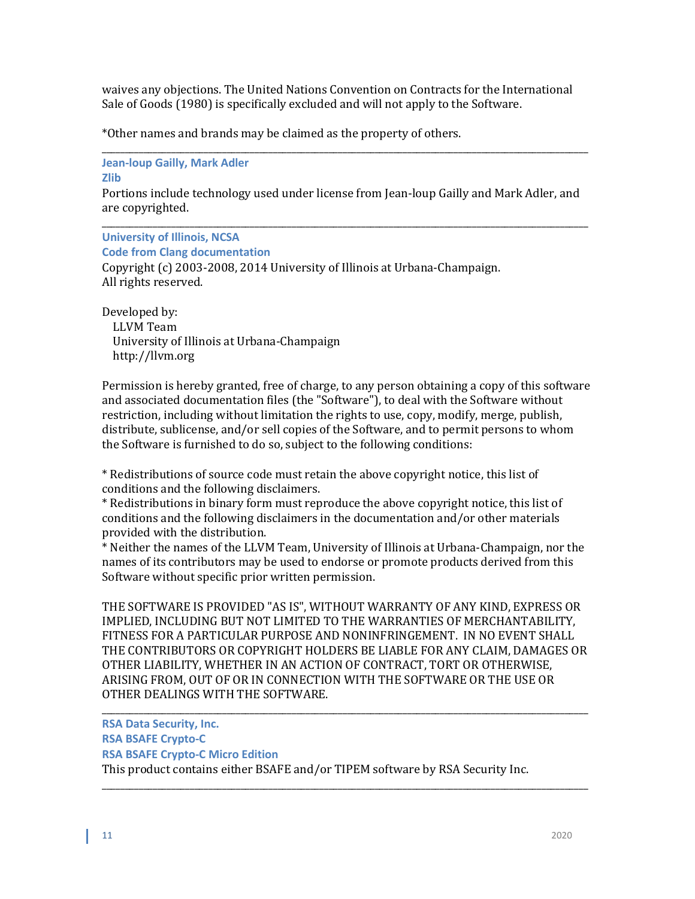waives any objections. The United Nations Convention on Contracts for the International Sale of Goods (1980) is specifically excluded and will not apply to the Software.

*Other names and brands may be claimed as the property of others.

---

### Jean-loup Gailly, Mark Adler
### Zlib

Portions include technology used under license from Jean-loup Gailly and Mark Adler, and are copyrighted.

---

### University of Illinois, NCSA
### Code from Clang documentation

Copyright (c) 2003-2008, 2014 University of Illinois at Urbana-Champaign.
All rights reserved.

Developed by:
  LLVM Team
  University of Illinois at Urbana-Champaign
  http://llvm.org

Permission is hereby granted, free of charge, to any person obtaining a copy of this software and associated documentation files (the "Software"), to deal with the Software without restriction, including without limitation the rights to use, copy, modify, merge, publish, distribute, sublicense, and/or sell copies of the Software, and to permit persons to whom the Software is furnished to do so, subject to the following conditions:

* Redistributions of source code must retain the above copyright notice, this list of conditions and the following disclaimers.
* Redistributions in binary form must reproduce the above copyright notice, this list of conditions and the following disclaimers in the documentation and/or other materials provided with the distribution.
* Neither the names of the LLVM Team, University of Illinois at Urbana-Champaign, nor the names of its contributors may be used to endorse or promote products derived from this Software without specific prior written permission.

THE SOFTWARE IS PROVIDED "AS IS", WITHOUT WARRANTY OF ANY KIND, EXPRESS OR IMPLIED, INCLUDING BUT NOT LIMITED TO THE WARRANTIES OF MERCHANTABILITY, FITNESS FOR A PARTICULAR PURPOSE AND NONINFRINGEMENT. IN NO EVENT SHALL THE CONTRIBUTORS OR COPYRIGHT HOLDERS BE LIABLE FOR ANY CLAIM, DAMAGES OR OTHER LIABILITY, WHETHER IN AN ACTION OF CONTRACT, TORT OR OTHERWISE, ARISING FROM, OUT OF OR IN CONNECTION WITH THE SOFTWARE OR THE USE OR OTHER DEALINGS WITH THE SOFTWARE.

---

### RSA Data Security, Inc.
### RSA BSAFE Crypto-C
### RSA BSAFE Crypto-C Micro Edition

This product contains either BSAFE and/or TIPEM software by RSA Security Inc.

---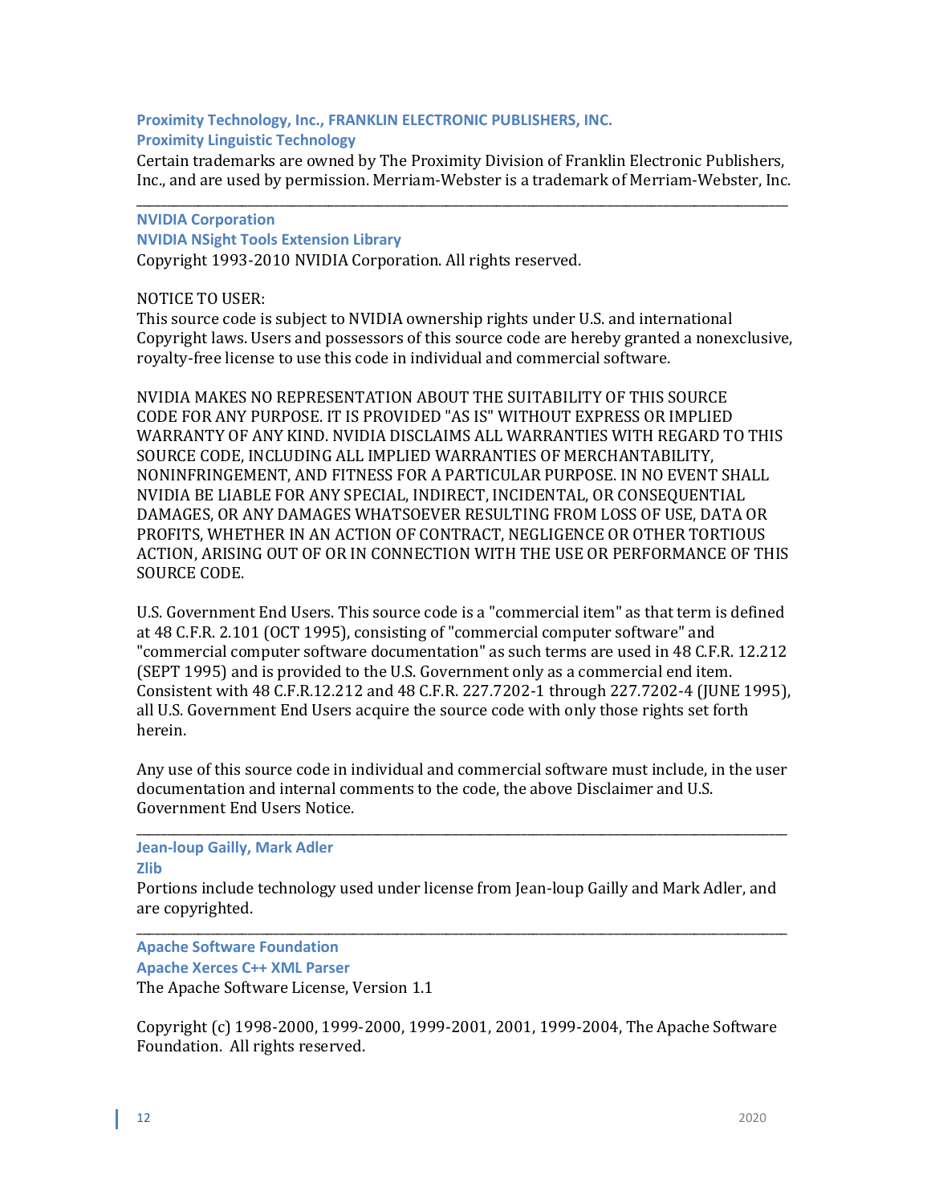**Proximity Technology, Inc., FRANKLIN ELECTRONIC PUBLISHERS, INC.**
**Proximity Linguistic Technology**

Certain trademarks are owned by The Proximity Division of Franklin Electronic Publishers, Inc., and are used by permission. Merriam-Webster is a trademark of Merriam-Webster, Inc.

---

**NVIDIA Corporation**
**NVIDIA NSight Tools Extension Library**

Copyright 1993-2010 NVIDIA Corporation. All rights reserved.

NOTICE TO USER:
This source code is subject to NVIDIA ownership rights under U.S. and international Copyright laws. Users and possessors of this source code are hereby granted a nonexclusive, royalty-free license to use this code in individual and commercial software.

NVIDIA MAKES NO REPRESENTATION ABOUT THE SUITABILITY OF THIS SOURCE CODE FOR ANY PURPOSE. IT IS PROVIDED "AS IS" WITHOUT EXPRESS OR IMPLIED WARRANTY OF ANY KIND. NVIDIA DISCLAIMS ALL WARRANTIES WITH REGARD TO THIS SOURCE CODE, INCLUDING ALL IMPLIED WARRANTIES OF MERCHANTABILITY, NONINFRINGEMENT, AND FITNESS FOR A PARTICULAR PURPOSE. IN NO EVENT SHALL NVIDIA BE LIABLE FOR ANY SPECIAL, INDIRECT, INCIDENTAL, OR CONSEQUENTIAL DAMAGES, OR ANY DAMAGES WHATSOEVER RESULTING FROM LOSS OF USE, DATA OR PROFITS, WHETHER IN AN ACTION OF CONTRACT, NEGLIGENCE OR OTHER TORTIOUS ACTION, ARISING OUT OF OR IN CONNECTION WITH THE USE OR PERFORMANCE OF THIS SOURCE CODE.

U.S. Government End Users. This source code is a "commercial item" as that term is defined at 48 C.F.R. 2.101 (OCT 1995), consisting of "commercial computer software" and "commercial computer software documentation" as such terms are used in 48 C.F.R. 12.212 (SEPT 1995) and is provided to the U.S. Government only as a commercial end item. Consistent with 48 C.F.R.12.212 and 48 C.F.R. 227.7202-1 through 227.7202-4 (JUNE 1995), all U.S. Government End Users acquire the source code with only those rights set forth herein.

Any use of this source code in individual and commercial software must include, in the user documentation and internal comments to the code, the above Disclaimer and U.S. Government End Users Notice.

---

**Jean-loup Gailly, Mark Adler**
**Zlib**

Portions include technology used under license from Jean-loup Gailly and Mark Adler, and are copyrighted.

---

**Apache Software Foundation**
**Apache Xerces C++ XML Parser**

The Apache Software License, Version 1.1

Copyright (c) 1998-2000, 1999-2000, 1999-2001, 2001, 1999-2004, The Apache Software Foundation. All rights reserved.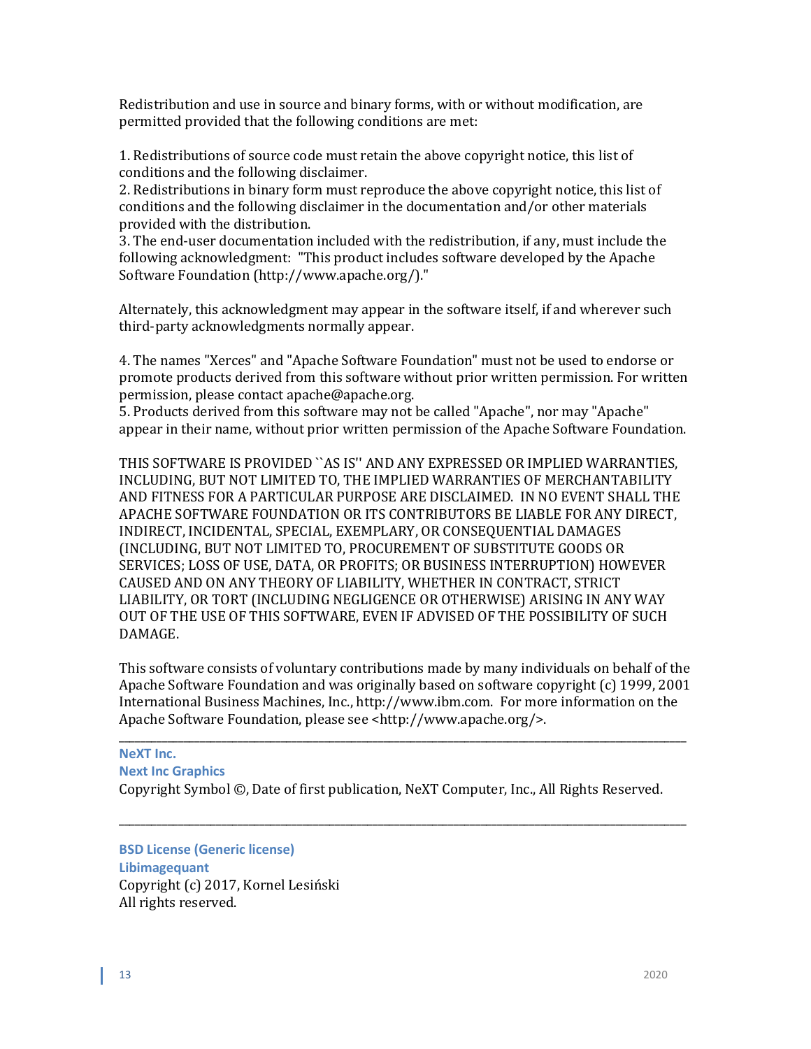Redistribution and use in source and binary forms, with or without modification, are permitted provided that the following conditions are met:

1. Redistributions of source code must retain the above copyright notice, this list of conditions and the following disclaimer.
2. Redistributions in binary form must reproduce the above copyright notice, this list of conditions and the following disclaimer in the documentation and/or other materials provided with the distribution.
3. The end-user documentation included with the redistribution, if any, must include the following acknowledgment: "This product includes software developed by the Apache Software Foundation (http://www.apache.org/)."

Alternately, this acknowledgment may appear in the software itself, if and wherever such third-party acknowledgments normally appear.

4. The names "Xerces" and "Apache Software Foundation" must not be used to endorse or promote products derived from this software without prior written permission. For written permission, please contact apache@apache.org.
5. Products derived from this software may not be called "Apache", nor may "Apache" appear in their name, without prior written permission of the Apache Software Foundation.

THIS SOFTWARE IS PROVIDED ``AS IS'' AND ANY EXPRESSED OR IMPLIED WARRANTIES, INCLUDING, BUT NOT LIMITED TO, THE IMPLIED WARRANTIES OF MERCHANTABILITY AND FITNESS FOR A PARTICULAR PURPOSE ARE DISCLAIMED. IN NO EVENT SHALL THE APACHE SOFTWARE FOUNDATION OR ITS CONTRIBUTORS BE LIABLE FOR ANY DIRECT, INDIRECT, INCIDENTAL, SPECIAL, EXEMPLARY, OR CONSEQUENTIAL DAMAGES (INCLUDING, BUT NOT LIMITED TO, PROCUREMENT OF SUBSTITUTE GOODS OR SERVICES; LOSS OF USE, DATA, OR PROFITS; OR BUSINESS INTERRUPTION) HOWEVER CAUSED AND ON ANY THEORY OF LIABILITY, WHETHER IN CONTRACT, STRICT LIABILITY, OR TORT (INCLUDING NEGLIGENCE OR OTHERWISE) ARISING IN ANY WAY OUT OF THE USE OF THIS SOFTWARE, EVEN IF ADVISED OF THE POSSIBILITY OF SUCH DAMAGE.

This software consists of voluntary contributions made by many individuals on behalf of the Apache Software Foundation and was originally based on software copyright (c) 1999, 2001 International Business Machines, Inc., http://www.ibm.com. For more information on the Apache Software Foundation, please see <http://www.apache.org/>.

---

**NeXT Inc.**
**Next Inc Graphics**
Copyright Symbol ©, Date of first publication, NeXT Computer, Inc., All Rights Reserved.

---

**BSD License (Generic license)**
**Libimagequant**
Copyright (c) 2017, Kornel Lesiński
All rights reserved.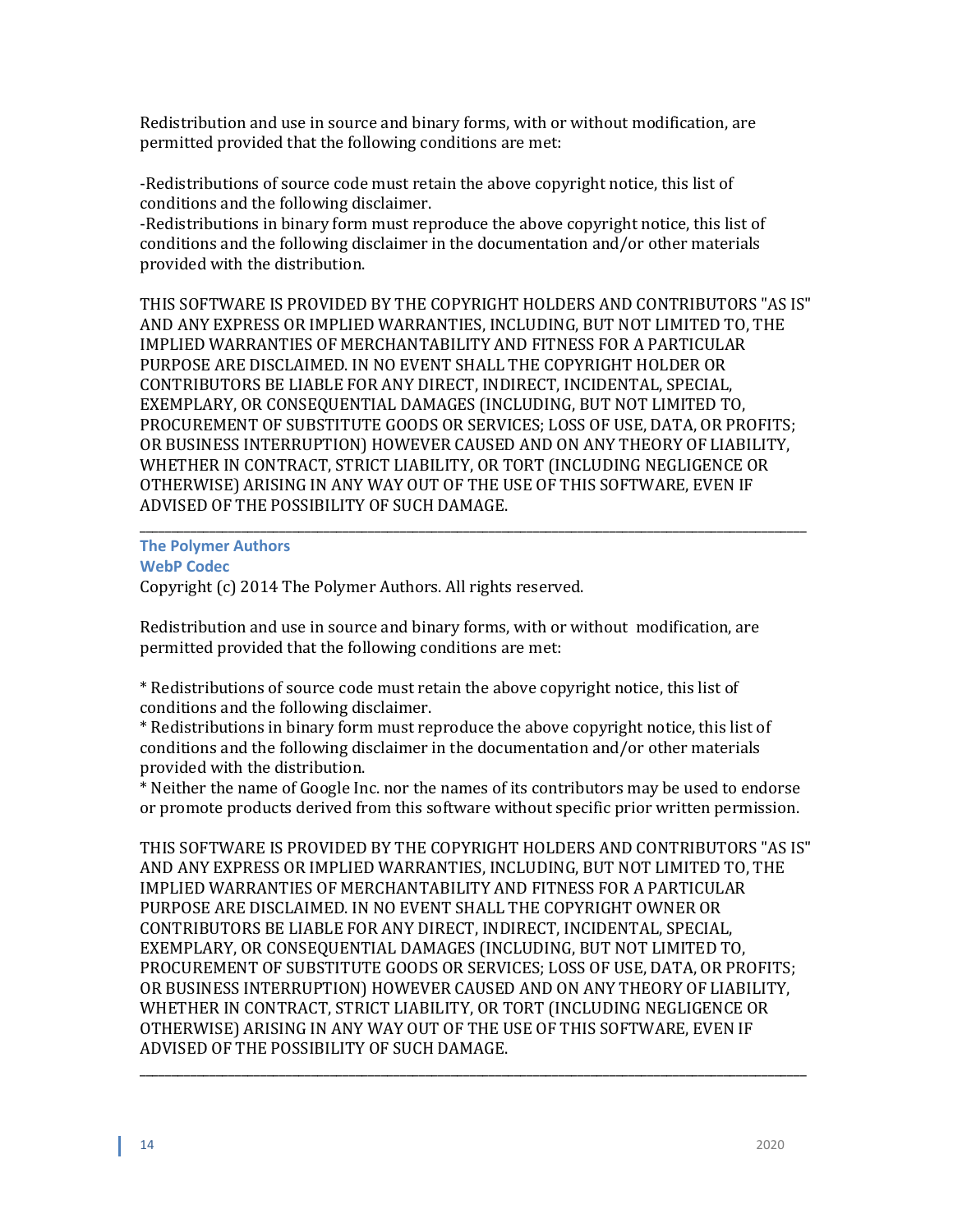Redistribution and use in source and binary forms, with or without modification, are permitted provided that the following conditions are met:

-Redistributions of source code must retain the above copyright notice, this list of conditions and the following disclaimer.
-Redistributions in binary form must reproduce the above copyright notice, this list of conditions and the following disclaimer in the documentation and/or other materials provided with the distribution.

THIS SOFTWARE IS PROVIDED BY THE COPYRIGHT HOLDERS AND CONTRIBUTORS "AS IS" AND ANY EXPRESS OR IMPLIED WARRANTIES, INCLUDING, BUT NOT LIMITED TO, THE IMPLIED WARRANTIES OF MERCHANTABILITY AND FITNESS FOR A PARTICULAR PURPOSE ARE DISCLAIMED. IN NO EVENT SHALL THE COPYRIGHT HOLDER OR CONTRIBUTORS BE LIABLE FOR ANY DIRECT, INDIRECT, INCIDENTAL, SPECIAL, EXEMPLARY, OR CONSEQUENTIAL DAMAGES (INCLUDING, BUT NOT LIMITED TO, PROCUREMENT OF SUBSTITUTE GOODS OR SERVICES; LOSS OF USE, DATA, OR PROFITS; OR BUSINESS INTERRUPTION) HOWEVER CAUSED AND ON ANY THEORY OF LIABILITY, WHETHER IN CONTRACT, STRICT LIABILITY, OR TORT (INCLUDING NEGLIGENCE OR OTHERWISE) ARISING IN ANY WAY OUT OF THE USE OF THIS SOFTWARE, EVEN IF ADVISED OF THE POSSIBILITY OF SUCH DAMAGE.

---

### The Polymer Authors
### WebP Codec

Copyright (c) 2014 The Polymer Authors. All rights reserved.

Redistribution and use in source and binary forms, with or without modification, are permitted provided that the following conditions are met:

* Redistributions of source code must retain the above copyright notice, this list of conditions and the following disclaimer.
* Redistributions in binary form must reproduce the above copyright notice, this list of conditions and the following disclaimer in the documentation and/or other materials provided with the distribution.
* Neither the name of Google Inc. nor the names of its contributors may be used to endorse or promote products derived from this software without specific prior written permission.

THIS SOFTWARE IS PROVIDED BY THE COPYRIGHT HOLDERS AND CONTRIBUTORS "AS IS" AND ANY EXPRESS OR IMPLIED WARRANTIES, INCLUDING, BUT NOT LIMITED TO, THE IMPLIED WARRANTIES OF MERCHANTABILITY AND FITNESS FOR A PARTICULAR PURPOSE ARE DISCLAIMED. IN NO EVENT SHALL THE COPYRIGHT OWNER OR CONTRIBUTORS BE LIABLE FOR ANY DIRECT, INDIRECT, INCIDENTAL, SPECIAL, EXEMPLARY, OR CONSEQUENTIAL DAMAGES (INCLUDING, BUT NOT LIMITED TO, PROCUREMENT OF SUBSTITUTE GOODS OR SERVICES; LOSS OF USE, DATA, OR PROFITS; OR BUSINESS INTERRUPTION) HOWEVER CAUSED AND ON ANY THEORY OF LIABILITY, WHETHER IN CONTRACT, STRICT LIABILITY, OR TORT (INCLUDING NEGLIGENCE OR OTHERWISE) ARISING IN ANY WAY OUT OF THE USE OF THIS SOFTWARE, EVEN IF ADVISED OF THE POSSIBILITY OF SUCH DAMAGE.

---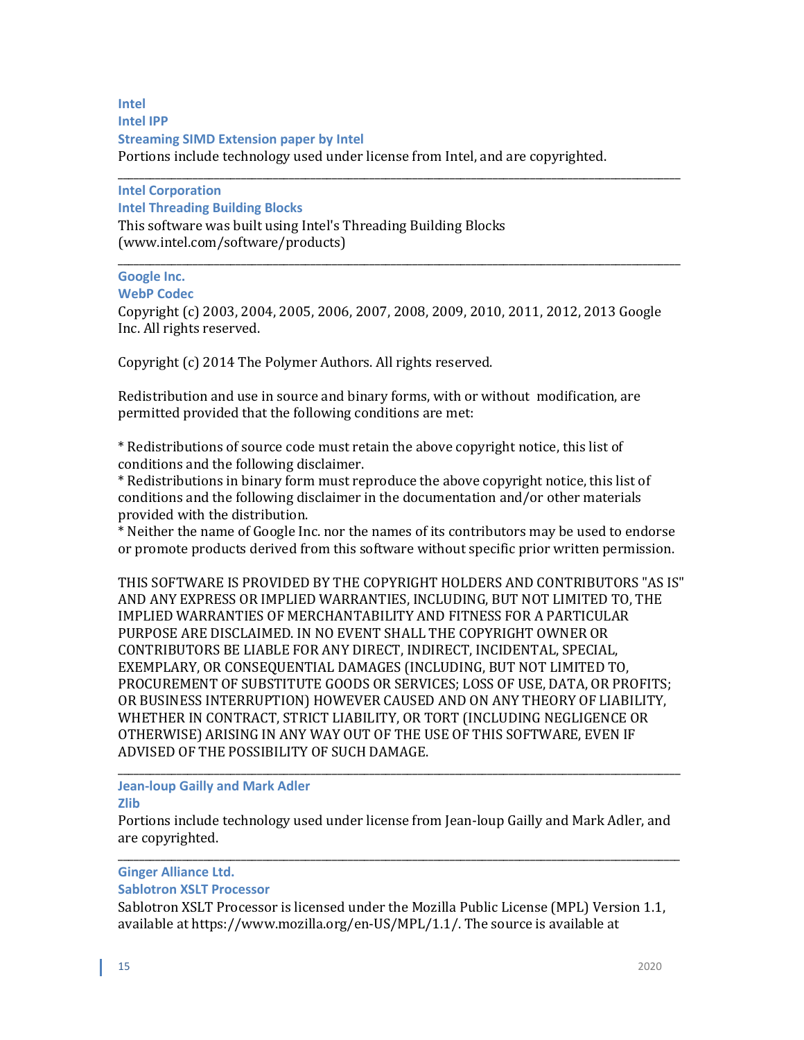**Intel**
**Intel IPP**
**Streaming SIMD Extension paper by Intel**

Portions include technology used under license from Intel, and are copyrighted.

---

**Intel Corporation**
**Intel Threading Building Blocks**

This software was built using Intel's Threading Building Blocks (www.intel.com/software/products)

---

**Google Inc.**
**WebP Codec**

Copyright (c) 2003, 2004, 2005, 2006, 2007, 2008, 2009, 2010, 2011, 2012, 2013 Google Inc. All rights reserved.

Copyright (c) 2014 The Polymer Authors. All rights reserved.

Redistribution and use in source and binary forms, with or without modification, are permitted provided that the following conditions are met:

* Redistributions of source code must retain the above copyright notice, this list of conditions and the following disclaimer.
* Redistributions in binary form must reproduce the above copyright notice, this list of conditions and the following disclaimer in the documentation and/or other materials provided with the distribution.
* Neither the name of Google Inc. nor the names of its contributors may be used to endorse or promote products derived from this software without specific prior written permission.

THIS SOFTWARE IS PROVIDED BY THE COPYRIGHT HOLDERS AND CONTRIBUTORS "AS IS" AND ANY EXPRESS OR IMPLIED WARRANTIES, INCLUDING, BUT NOT LIMITED TO, THE IMPLIED WARRANTIES OF MERCHANTABILITY AND FITNESS FOR A PARTICULAR PURPOSE ARE DISCLAIMED. IN NO EVENT SHALL THE COPYRIGHT OWNER OR CONTRIBUTORS BE LIABLE FOR ANY DIRECT, INDIRECT, INCIDENTAL, SPECIAL, EXEMPLARY, OR CONSEQUENTIAL DAMAGES (INCLUDING, BUT NOT LIMITED TO, PROCUREMENT OF SUBSTITUTE GOODS OR SERVICES; LOSS OF USE, DATA, OR PROFITS; OR BUSINESS INTERRUPTION) HOWEVER CAUSED AND ON ANY THEORY OF LIABILITY, WHETHER IN CONTRACT, STRICT LIABILITY, OR TORT (INCLUDING NEGLIGENCE OR OTHERWISE) ARISING IN ANY WAY OUT OF THE USE OF THIS SOFTWARE, EVEN IF ADVISED OF THE POSSIBILITY OF SUCH DAMAGE.

---

**Jean-loup Gailly and Mark Adler**
**Zlib**

Portions include technology used under license from Jean-loup Gailly and Mark Adler, and are copyrighted.

---

**Ginger Alliance Ltd.**
**Sablotron XSLT Processor**

Sablotron XSLT Processor is licensed under the Mozilla Public License (MPL) Version 1.1, available at https://www.mozilla.org/en-US/MPL/1.1/. The source is available at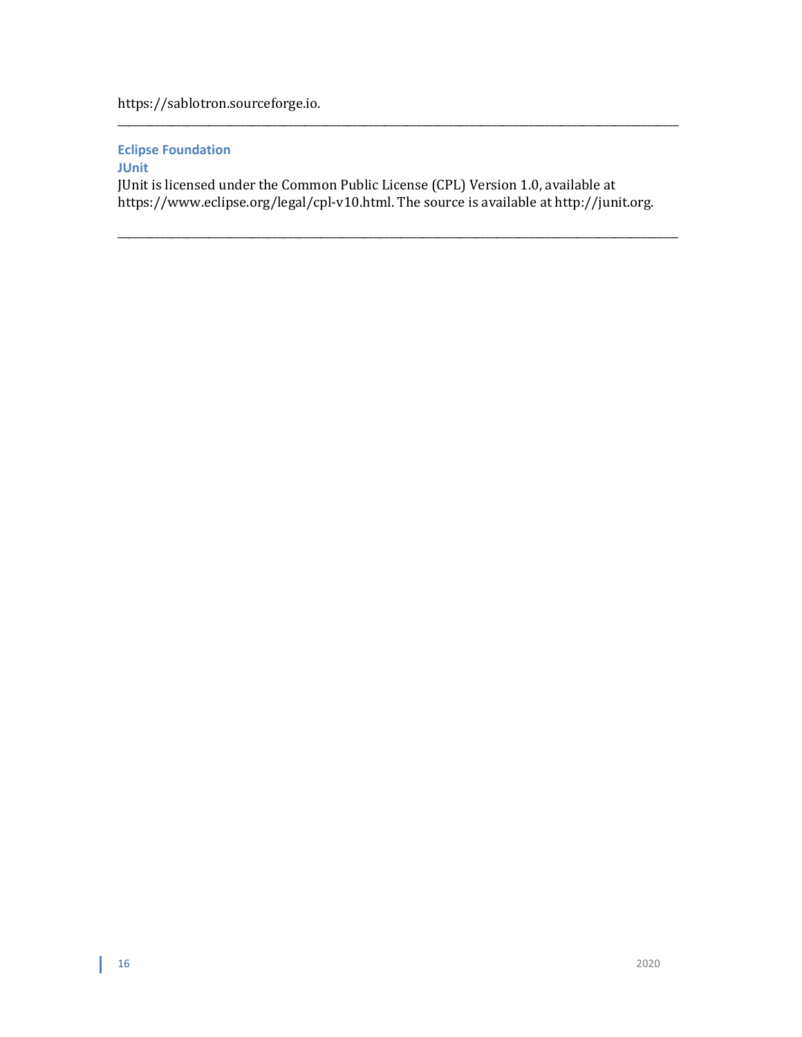https://sablotron.sourceforge.io.

---

### Eclipse Foundation

#### JUnit

JUnit is licensed under the Common Public License (CPL) Version 1.0, available at https://www.eclipse.org/legal/cpl-v10.html. The source is available at http://junit.org.

---